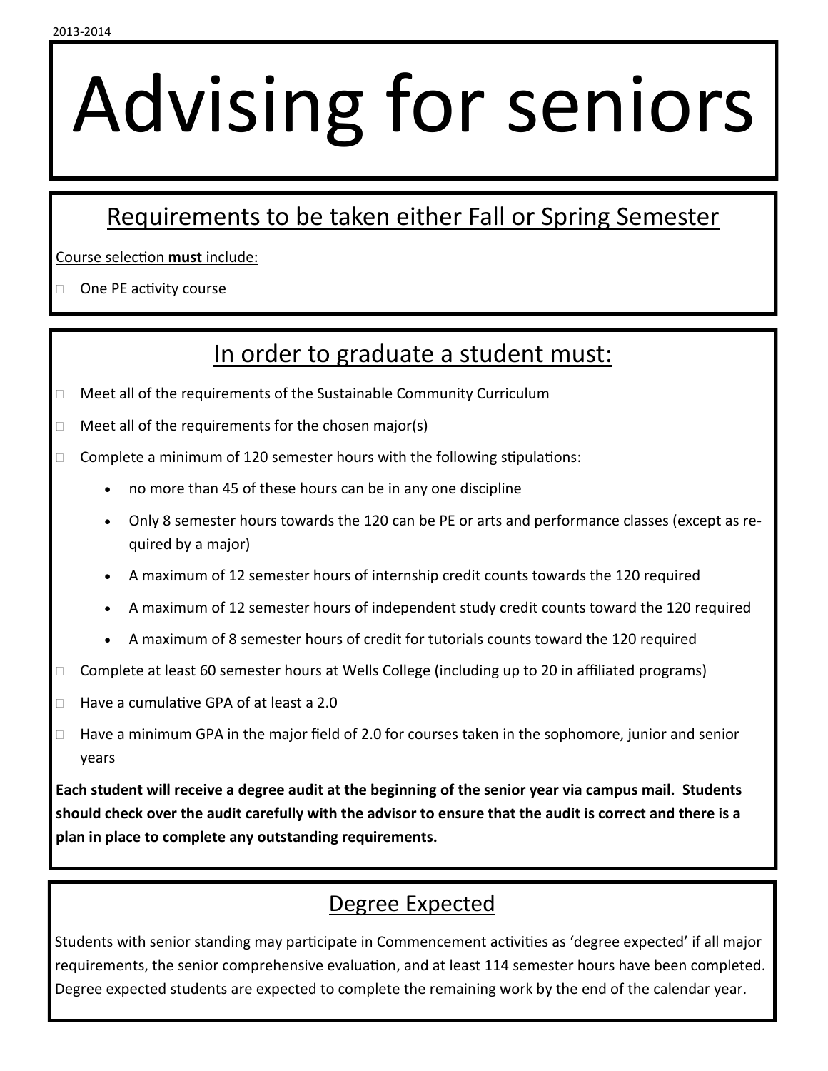2013-2014

# Advising for seniors

## Requirements to be taken either Fall or Spring Semester

Course selection **must** include:

- One PE activity course

## In order to graduate a student must:

- Meet all of the requirements of the Sustainable Community Curriculum
- Meet all of the requirements for the chosen major(s)
- Complete a minimum of 120 semester hours with the following stipulations:
  - no more than 45 of these hours can be in any one discipline
  - Only 8 semester hours towards the 120 can be PE or arts and performance classes (except as required by a major)
  - A maximum of 12 semester hours of internship credit counts towards the 120 required
  - A maximum of 12 semester hours of independent study credit counts toward the 120 required
  - A maximum of 8 semester hours of credit for tutorials counts toward the 120 required
- Complete at least 60 semester hours at Wells College (including up to 20 in affiliated programs)
- Have a cumulative GPA of at least a 2.0
- Have a minimum GPA in the major field of 2.0 for courses taken in the sophomore, junior and senior years

**Each student will receive a degree audit at the beginning of the senior year via campus mail. Students should check over the audit carefully with the advisor to ensure that the audit is correct and there is a plan in place to complete any outstanding requirements.**

## Degree Expected

Students with senior standing may participate in Commencement activities as 'degree expected' if all major requirements, the senior comprehensive evaluation, and at least 114 semester hours have been completed. Degree expected students are expected to complete the remaining work by the end of the calendar year.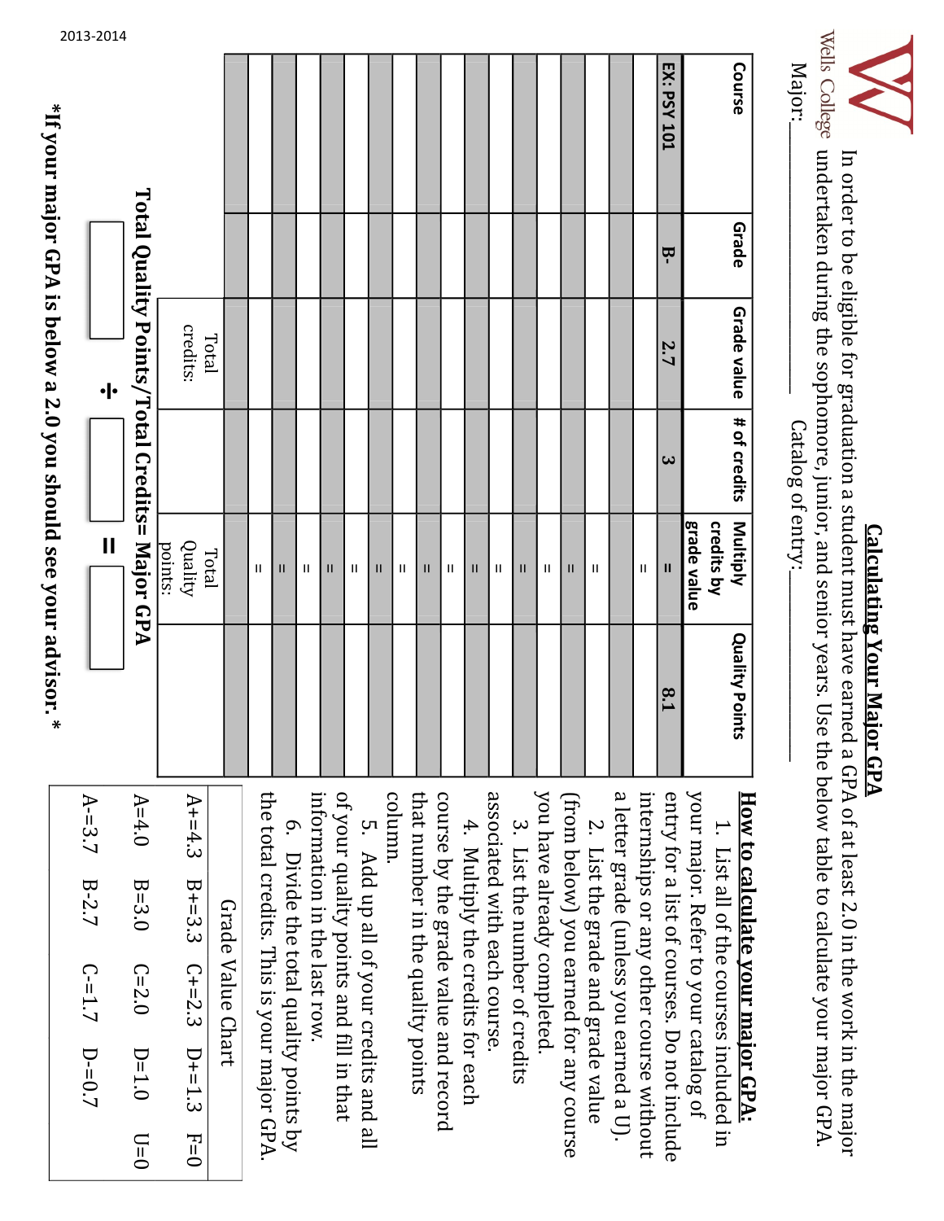2013-2014

Wells College

# Calculating Your Major GPA

In order to be eligible for graduation a student must have earned a GPA of at least 2.0 in the work in the major undertaken during the sophomore, junior, and senior years. Use the below table to calculate your major GPA.

Major:_____________ Catalog of entry:_____________

| Course | Grade | Grade value | # of credits | Multiply credits by grade value | Quality Points |
|---|---|---|---|---|---|
| **EX: PSY 101** | **B-** | **2.7** | **3** | **=** | **8.1** |
| | | | | = | |
| | | | | = | |
| | | | | = | |
| | | | | = | |
| | | | | = | |
| | | | | = | |
| | | | | = | |
| | | | | = | |
| | | | | = | |
| | | | | = | |
| | | | | = | |
| | | | | = | |
| | | | | = | |
| | | | | = | |
| | | | | = | |
| | | | | = | |
| | | Total credits: | | Total Quality points: | |

**Total Quality Points/Total Credits= Major GPA**

[ ] ÷ [ ] = [ ]

## How to calculate your major GPA:

1. List all of the courses included in your major. Refer to your catalog of entry for a list of courses. Do not include internships or any other course without a letter grade (unless you earned a U).
2. List the grade and grade value (from below) you earned for any course you have already completed.
3. List the number of credits associated with each course.
4. Multiply the credits for each course by the grade value and record that number in the quality points column.
5. Add up all of your credits and all of your quality points and fill in that information in the last row.
6. Divide the total quality points by the total credits. This is your major GPA.

| Grade Value Chart | | | | |
|---|---|---|---|---|
| A+=4.3 | B+=3.3 | C+=2.3 | D+=1.3 | F=0 |
| A=4.0 | B=3.0 | C=2.0 | D=1.0 | U=0 |
| A-=3.7 | B-2.7 | C-=1.7 | D-=0.7 | |

***If your major GPA is below a 2.0 you should see your advisor.***